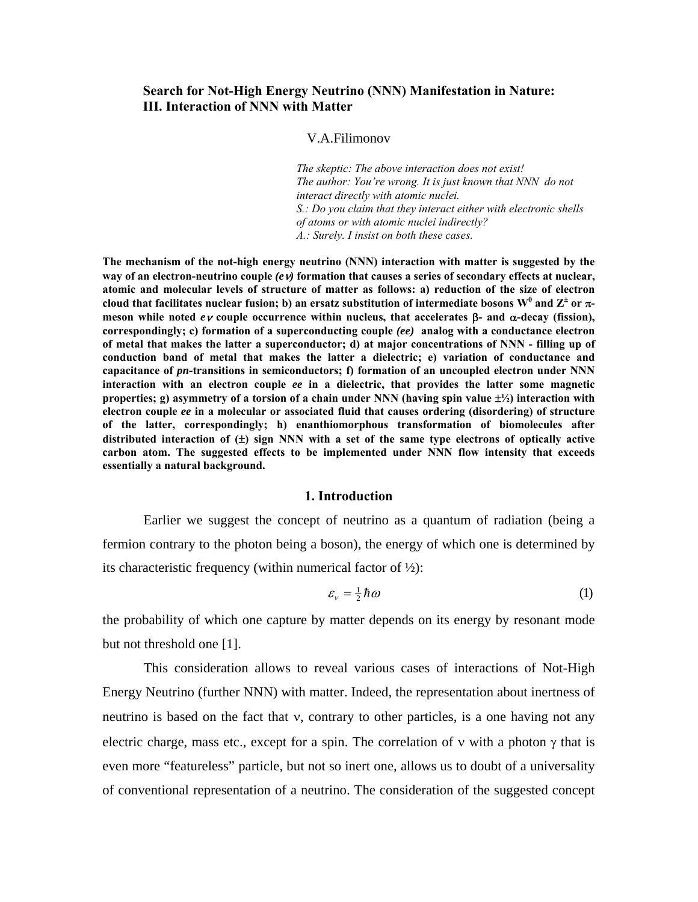# Search for Not-High Energy Neutrino (NNN) Manifestation in Nature: III. Interaction of NNN with Matter

V.A.Filimonov

*The skeptic: The above interaction does not exist!*
*The author: You're wrong. It is just known that NNN do not interact directly with atomic nuclei.*
*S.: Do you claim that they interact either with electronic shells of atoms or with atomic nuclei indirectly?*
*A.: Surely. I insist on both these cases.*

**The mechanism of the not-high energy neutrino (NNN) interaction with matter is suggested by the way of an electron-neutrino couple *(eν)* formation that causes a series of secondary effects at nuclear, atomic and molecular levels of structure of matter as follows: a) reduction of the size of electron cloud that facilitates nuclear fusion; b) an ersatz substitution of intermediate bosons $W^0$ and $Z^{\pm}$ or $\pi$-meson while noted *eν* couple occurrence within nucleus, that accelerates $\beta$- and $\alpha$-decay (fission), correspondingly; c) formation of a superconducting couple *(ee)* analog with a conductance electron of metal that makes the latter a superconductor; d) at major concentrations of NNN - filling up of conduction band of metal that makes the latter a dielectric; e) variation of conductance and capacitance of *pn*-transitions in semiconductors; f) formation of an uncoupled electron under NNN interaction with an electron couple *ee* in a dielectric, that provides the latter some magnetic properties; g) asymmetry of a torsion of a chain under NNN (having spin value ±½) interaction with electron couple *ee* in a molecular or associated fluid that causes ordering (disordering) of structure of the latter, correspondingly; h) enanthiomorphous transformation of biomolecules after distributed interaction of (±) sign NNN with a set of the same type electrons of optically active carbon atom. The suggested effects to be implemented under NNN flow intensity that exceeds essentially a natural background.**

## 1. Introduction

Earlier we suggest the concept of neutrino as a quantum of radiation (being a fermion contrary to the photon being a boson), the energy of which one is determined by its characteristic frequency (within numerical factor of ½):

$$\varepsilon_{\nu} = \tfrac{1}{2}\hbar\omega \qquad (1)$$

the probability of which one capture by matter depends on its energy by resonant mode but not threshold one [1].

This consideration allows to reveal various cases of interactions of Not-High Energy Neutrino (further NNN) with matter. Indeed, the representation about inertness of neutrino is based on the fact that ν, contrary to other particles, is a one having not any electric charge, mass etc., except for a spin. The correlation of ν with a photon γ that is even more "featureless" particle, but not so inert one, allows us to doubt of a universality of conventional representation of a neutrino. The consideration of the suggested concept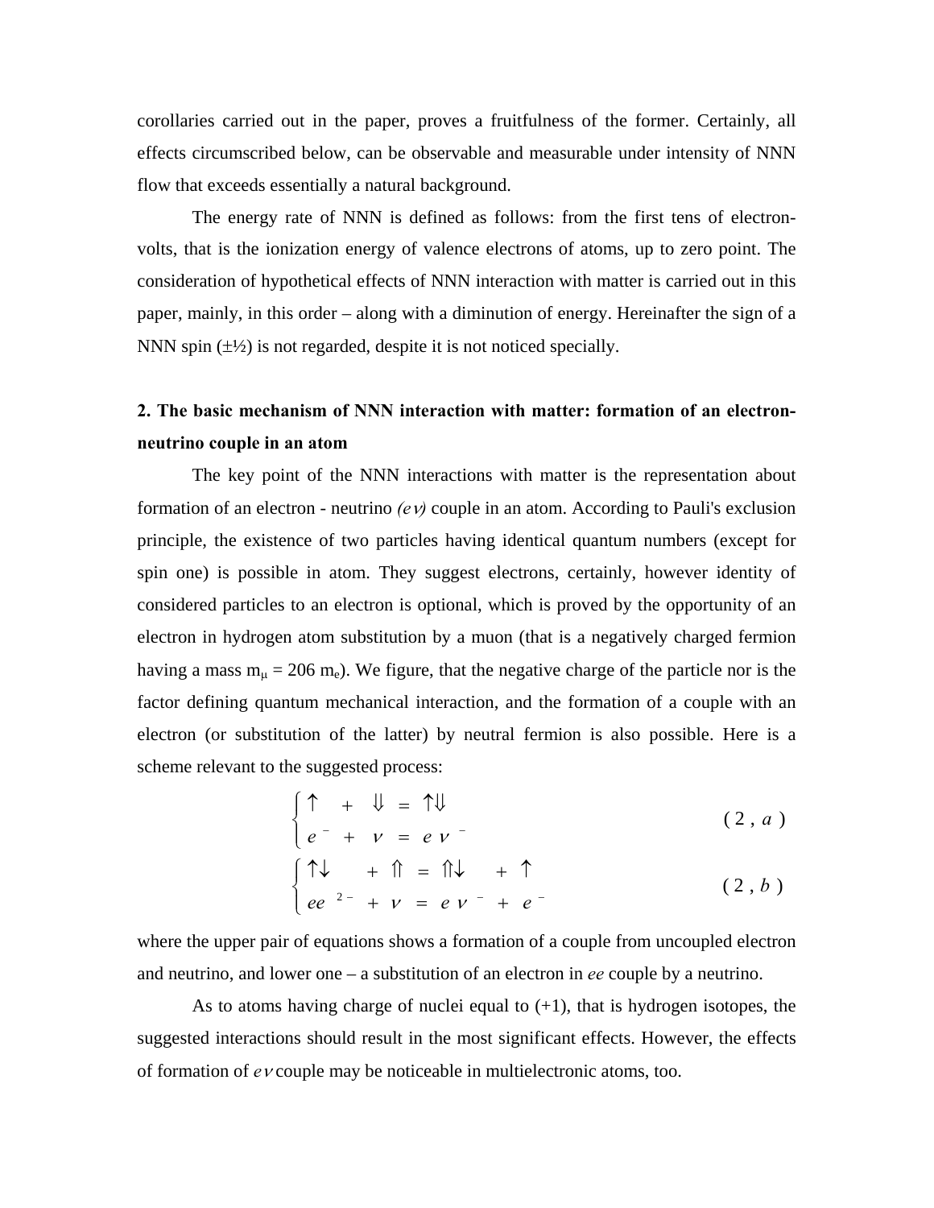corollaries carried out in the paper, proves a fruitfulness of the former. Certainly, all effects circumscribed below, can be observable and measurable under intensity of NNN flow that exceeds essentially a natural background.

The energy rate of NNN is defined as follows: from the first tens of electron-volts, that is the ionization energy of valence electrons of atoms, up to zero point. The consideration of hypothetical effects of NNN interaction with matter is carried out in this paper, mainly, in this order – along with a diminution of energy. Hereinafter the sign of a NNN spin ($\pm$½) is not regarded, despite it is not noticed specially.

## 2. The basic mechanism of NNN interaction with matter: formation of an electron-neutrino couple in an atom

The key point of the NNN interactions with matter is the representation about formation of an electron - neutrino *(eν)* couple in an atom. According to Pauli's exclusion principle, the existence of two particles having identical quantum numbers (except for spin one) is possible in atom. They suggest electrons, certainly, however identity of considered particles to an electron is optional, which is proved by the opportunity of an electron in hydrogen atom substitution by a muon (that is a negatively charged fermion having a mass $m_{\mu} = 206\ m_e$). We figure, that the negative charge of the particle nor is the factor defining quantum mechanical interaction, and the formation of a couple with an electron (or substitution of the latter) by neutral fermion is also possible. Here is a scheme relevant to the suggested process:

$$\begin{cases} \uparrow + \Downarrow = \uparrow\Downarrow \\ e^{-} + \nu = e\nu^{-} \end{cases} \qquad (2, a)$$

$$\begin{cases} \uparrow\downarrow + \Uparrow = \Uparrow\downarrow + \uparrow \\ ee^{2-} + \nu = e\nu^{-} + e^{-} \end{cases} \qquad (2, b)$$

where the upper pair of equations shows a formation of a couple from uncoupled electron and neutrino, and lower one – a substitution of an electron in *ee* couple by a neutrino.

As to atoms having charge of nuclei equal to (+1), that is hydrogen isotopes, the suggested interactions should result in the most significant effects. However, the effects of formation of *eν* couple may be noticeable in multielectronic atoms, too.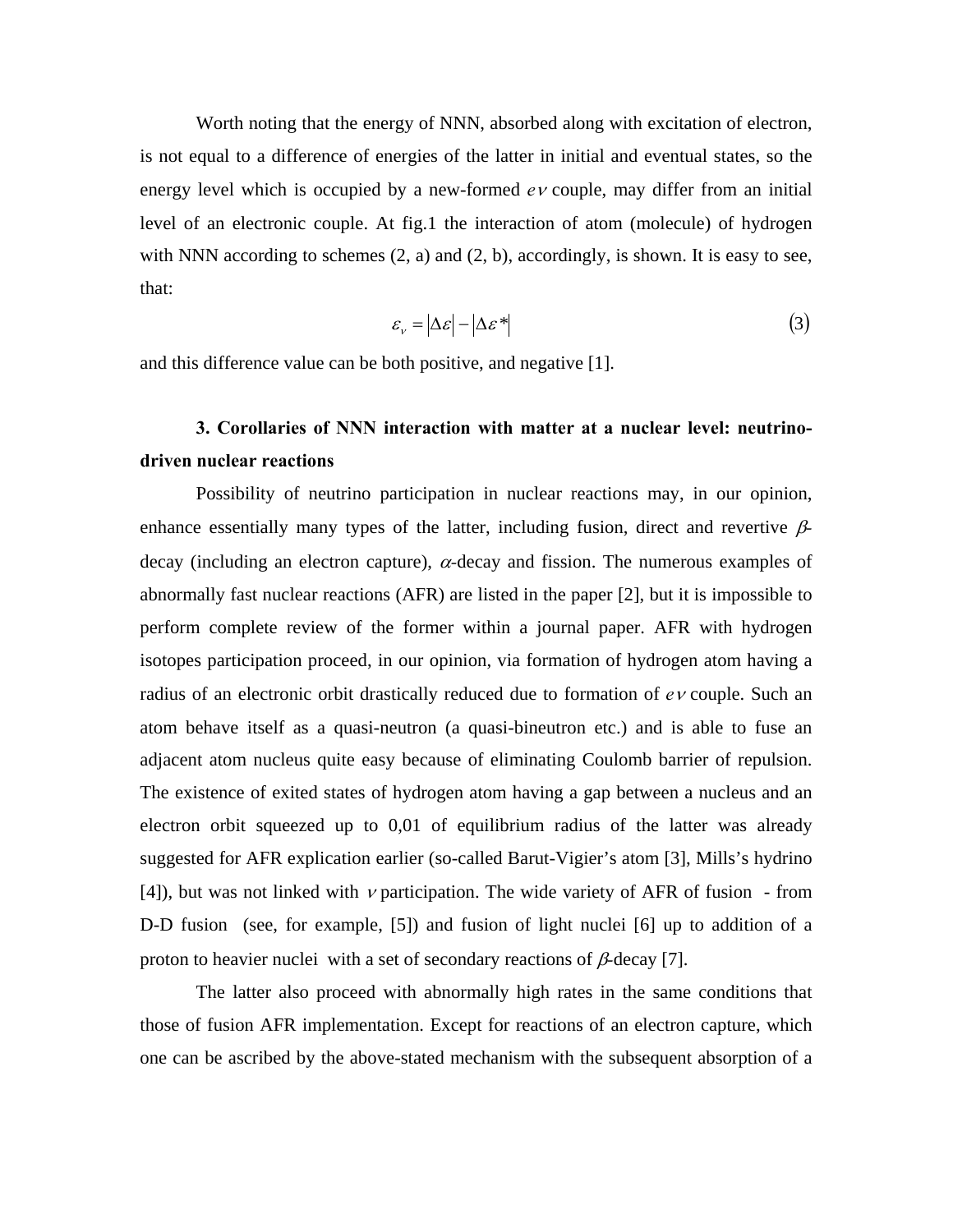Worth noting that the energy of NNN, absorbed along with excitation of electron, is not equal to a difference of energies of the latter in initial and eventual states, so the energy level which is occupied by a new-formed $e\nu$ couple, may differ from an initial level of an electronic couple. At fig.1 the interaction of atom (molecule) of hydrogen with NNN according to schemes (2, a) and (2, b), accordingly, is shown. It is easy to see, that:

$$\varepsilon_{\nu} = |\Delta\varepsilon| - |\Delta\varepsilon^{*}| \tag{3}$$

and this difference value can be both positive, and negative [1].

### 3. Corollaries of NNN interaction with matter at a nuclear level: neutrino-driven nuclear reactions

Possibility of neutrino participation in nuclear reactions may, in our opinion, enhance essentially many types of the latter, including fusion, direct and revertive $\beta$-decay (including an electron capture), $\alpha$-decay and fission. The numerous examples of abnormally fast nuclear reactions (AFR) are listed in the paper [2], but it is impossible to perform complete review of the former within a journal paper. AFR with hydrogen isotopes participation proceed, in our opinion, via formation of hydrogen atom having a radius of an electronic orbit drastically reduced due to formation of $e\nu$ couple. Such an atom behave itself as a quasi-neutron (a quasi-bineutron etc.) and is able to fuse an adjacent atom nucleus quite easy because of eliminating Coulomb barrier of repulsion. The existence of exited states of hydrogen atom having a gap between a nucleus and an electron orbit squeezed up to 0,01 of equilibrium radius of the latter was already suggested for AFR explication earlier (so-called Barut-Vigier's atom [3], Mills's hydrino [4]), but was not linked with $\nu$ participation. The wide variety of AFR of fusion - from D-D fusion (see, for example, [5]) and fusion of light nuclei [6] up to addition of a proton to heavier nuclei with a set of secondary reactions of $\beta$-decay [7].

The latter also proceed with abnormally high rates in the same conditions that those of fusion AFR implementation. Except for reactions of an electron capture, which one can be ascribed by the above-stated mechanism with the subsequent absorption of a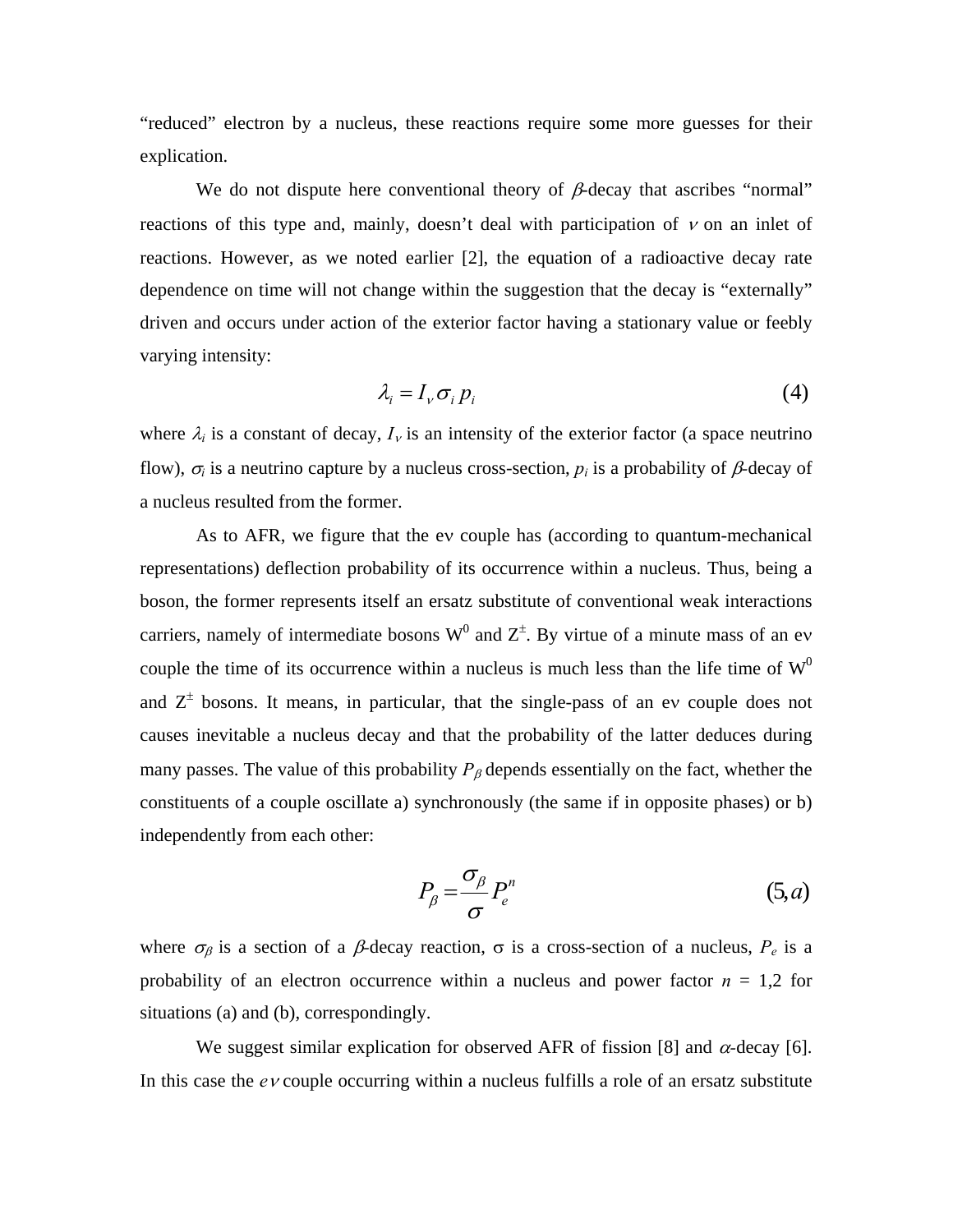"reduced" electron by a nucleus, these reactions require some more guesses for their explication.

We do not dispute here conventional theory of $\beta$-decay that ascribes "normal" reactions of this type and, mainly, doesn't deal with participation of $\nu$ on an inlet of reactions. However, as we noted earlier [2], the equation of a radioactive decay rate dependence on time will not change within the suggestion that the decay is "externally" driven and occurs under action of the exterior factor having a stationary value or feebly varying intensity:

$$\lambda_i = I_\nu \sigma_i \, p_i \tag{4}$$

where $\lambda_i$ is a constant of decay, $I_\nu$ is an intensity of the exterior factor (a space neutrino flow), $\sigma_i$ is a neutrino capture by a nucleus cross-section, $p_i$ is a probability of $\beta$-decay of a nucleus resulted from the former.

As to AFR, we figure that the e$\nu$ couple has (according to quantum-mechanical representations) deflection probability of its occurrence within a nucleus. Thus, being a boson, the former represents itself an ersatz substitute of conventional weak interactions carriers, namely of intermediate bosons $W^0$ and $Z^\pm$. By virtue of a minute mass of an e$\nu$ couple the time of its occurrence within a nucleus is much less than the life time of $W^0$ and $Z^\pm$ bosons. It means, in particular, that the single-pass of an e$\nu$ couple does not causes inevitable a nucleus decay and that the probability of the latter deduces during many passes. The value of this probability $P_\beta$ depends essentially on the fact, whether the constituents of a couple oscillate a) synchronously (the same if in opposite phases) or b) independently from each other:

$$P_\beta = \frac{\sigma_\beta}{\sigma} P_e^n \tag{5,a}$$

where $\sigma_\beta$ is a section of a $\beta$-decay reaction, $\sigma$ is a cross-section of a nucleus, $P_e$ is a probability of an electron occurrence within a nucleus and power factor $n$ = 1,2 for situations (a) and (b), correspondingly.

We suggest similar explication for observed AFR of fission [8] and $\alpha$-decay [6]. In this case the $e\nu$ couple occurring within a nucleus fulfills a role of an ersatz substitute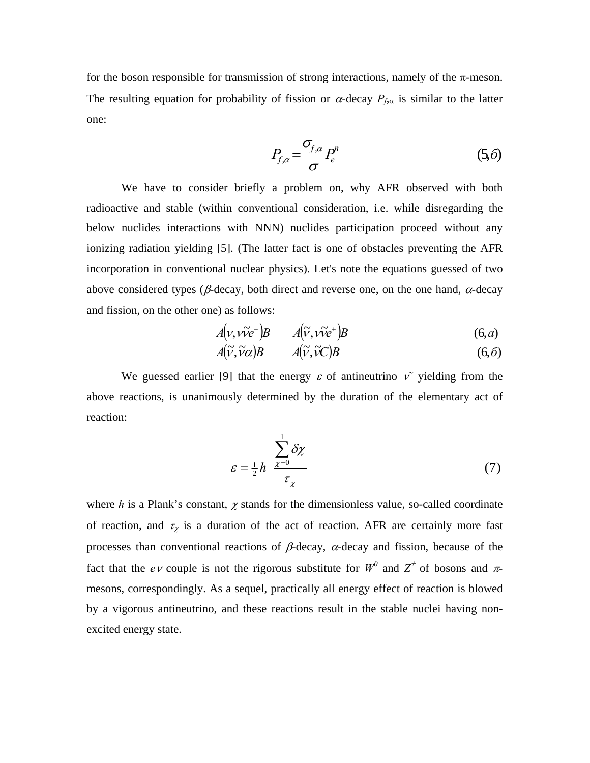for the boson responsible for transmission of strong interactions, namely of the π-meson. The resulting equation for probability of fission or $\alpha$-decay $P_{f,\alpha}$ is similar to the latter one:

$$P_{f,\alpha} = \frac{\sigma_{f,\alpha}}{\sigma} P_e^n \qquad (5,б)$$

We have to consider briefly a problem on, why AFR observed with both radioactive and stable (within conventional consideration, i.e. while disregarding the below nuclides interactions with NNN) nuclides participation proceed without any ionizing radiation yielding [5]. (The latter fact is one of obstacles preventing the AFR incorporation in conventional nuclear physics). Let's note the equations guessed of two above considered types ($\beta$-decay, both direct and reverse one, on the one hand, $\alpha$-decay and fission, on the other one) as follows:

$$A\left(\nu, \nu\tilde{\nu}e^-\right)B \qquad A\left(\tilde{\nu}, \nu\tilde{\nu}e^+\right)B \qquad (6,a)$$

$$A\left(\tilde{\nu}, \tilde{\nu}\alpha\right)B \qquad A\left(\tilde{\nu}, \tilde{\nu}C\right)B \qquad (6,б)$$

We guessed earlier [9] that the energy $\varepsilon$ of antineutrino $\tilde{\nu}$ yielding from the above reactions, is unanimously determined by the duration of the elementary act of reaction:

$$\varepsilon = \tfrac{1}{2} h \frac{\sum_{\chi=0}^{1} \delta\chi}{\tau_\chi} \qquad (7)$$

where $h$ is a Plank's constant, $\chi$ stands for the dimensionless value, so-called coordinate of reaction, and $\tau_\chi$ is a duration of the act of reaction. AFR are certainly more fast processes than conventional reactions of $\beta$-decay, $\alpha$-decay and fission, because of the fact that the $e\nu$ couple is not the rigorous substitute for $W^0$ and $Z^{\pm}$ of bosons and $\pi$-mesons, correspondingly. As a sequel, practically all energy effect of reaction is blowed by a vigorous antineutrino, and these reactions result in the stable nuclei having non-excited energy state.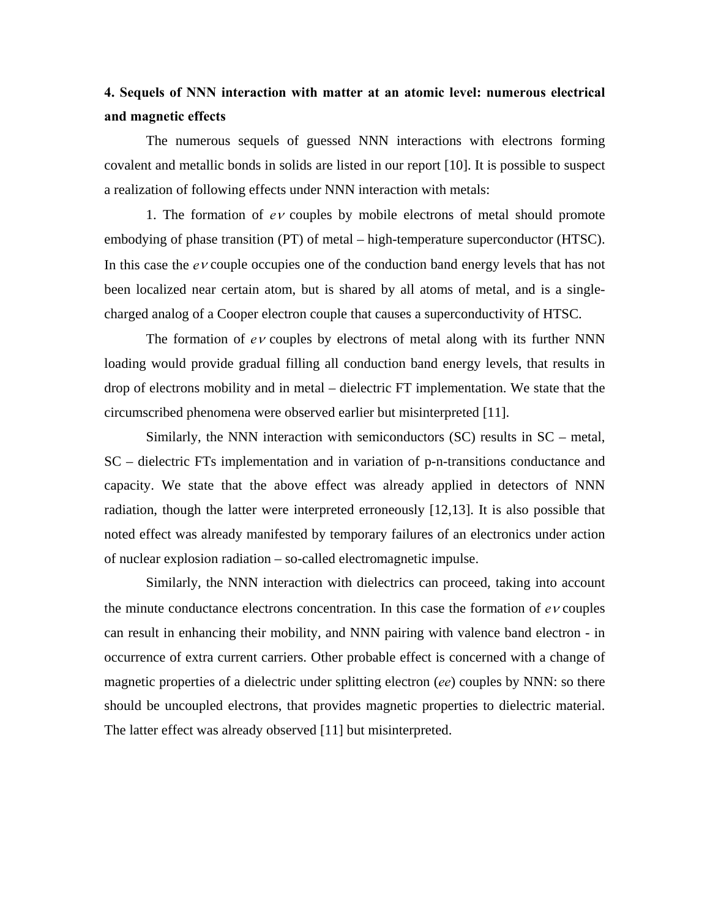## 4. Sequels of NNN interaction with matter at an atomic level: numerous electrical and magnetic effects

The numerous sequels of guessed NNN interactions with electrons forming covalent and metallic bonds in solids are listed in our report [10]. It is possible to suspect a realization of following effects under NNN interaction with metals:

1. The formation of $e\nu$ couples by mobile electrons of metal should promote embodying of phase transition (PT) of metal – high-temperature superconductor (HTSC). In this case the $e\nu$ couple occupies one of the conduction band energy levels that has not been localized near certain atom, but is shared by all atoms of metal, and is a single-charged analog of a Cooper electron couple that causes a superconductivity of HTSC.

The formation of $e\nu$ couples by electrons of metal along with its further NNN loading would provide gradual filling all conduction band energy levels, that results in drop of electrons mobility and in metal – dielectric FT implementation. We state that the circumscribed phenomena were observed earlier but misinterpreted [11].

Similarly, the NNN interaction with semiconductors (SC) results in SC – metal, SC – dielectric FTs implementation and in variation of p-n-transitions conductance and capacity. We state that the above effect was already applied in detectors of NNN radiation, though the latter were interpreted erroneously [12,13]. It is also possible that noted effect was already manifested by temporary failures of an electronics under action of nuclear explosion radiation – so-called electromagnetic impulse.

Similarly, the NNN interaction with dielectrics can proceed, taking into account the minute conductance electrons concentration. In this case the formation of $e\nu$ couples can result in enhancing their mobility, and NNN pairing with valence band electron - in occurrence of extra current carriers. Other probable effect is concerned with a change of magnetic properties of a dielectric under splitting electron (*ee*) couples by NNN: so there should be uncoupled electrons, that provides magnetic properties to dielectric material. The latter effect was already observed [11] but misinterpreted.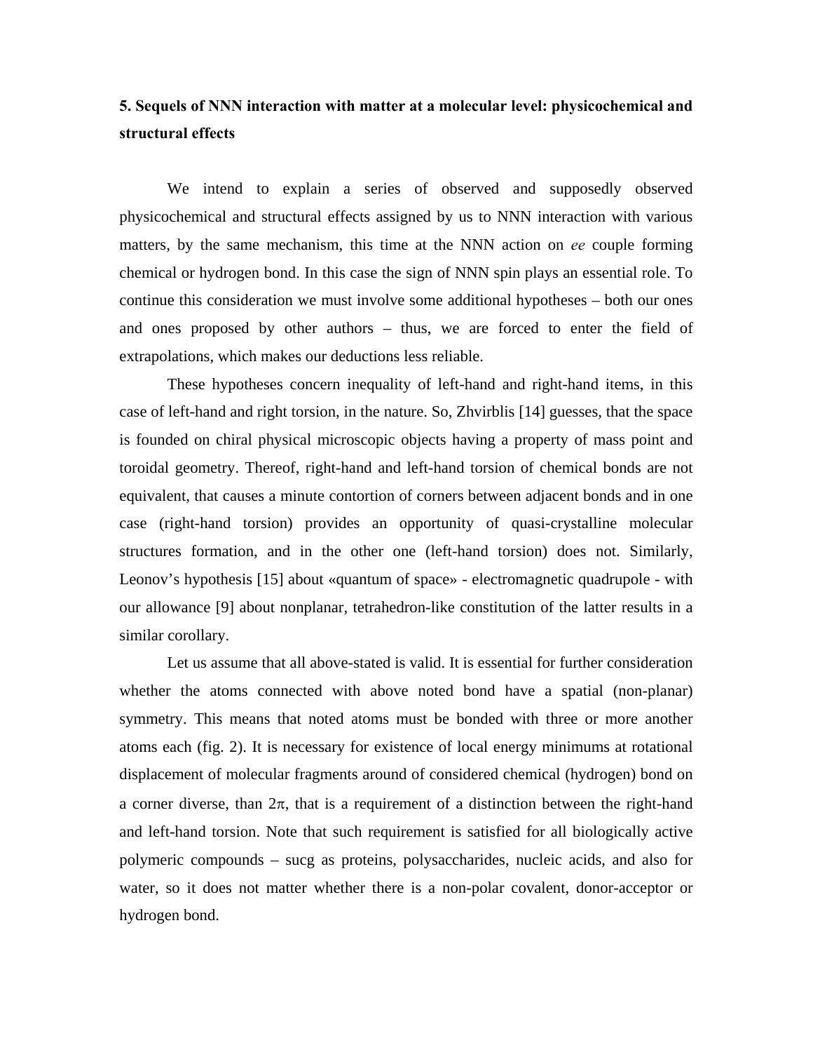**5. Sequels of NNN interaction with matter at a molecular level: physicochemical and structural effects**

We intend to explain a series of observed and supposedly observed physicochemical and structural effects assigned by us to NNN interaction with various matters, by the same mechanism, this time at the NNN action on *ee* couple forming chemical or hydrogen bond. In this case the sign of NNN spin plays an essential role. To continue this consideration we must involve some additional hypotheses – both our ones and ones proposed by other authors – thus, we are forced to enter the field of extrapolations, which makes our deductions less reliable.

These hypotheses concern inequality of left-hand and right-hand items, in this case of left-hand and right torsion, in the nature. So, Zhvirblis [14] guesses, that the space is founded on chiral physical microscopic objects having a property of mass point and toroidal geometry. Thereof, right-hand and left-hand torsion of chemical bonds are not equivalent, that causes a minute contortion of corners between adjacent bonds and in one case (right-hand torsion) provides an opportunity of quasi-crystalline molecular structures formation, and in the other one (left-hand torsion) does not. Similarly, Leonov's hypothesis [15] about «quantum of space» - electromagnetic quadrupole - with our allowance [9] about nonplanar, tetrahedron-like constitution of the latter results in a similar corollary.

Let us assume that all above-stated is valid. It is essential for further consideration whether the atoms connected with above noted bond have a spatial (non-planar) symmetry. This means that noted atoms must be bonded with three or more another atoms each (fig. 2). It is necessary for existence of local energy minimums at rotational displacement of molecular fragments around of considered chemical (hydrogen) bond on a corner diverse, than $2\pi$, that is a requirement of a distinction between the right-hand and left-hand torsion. Note that such requirement is satisfied for all biologically active polymeric compounds – sucg as proteins, polysaccharides, nucleic acids, and also for water, so it does not matter whether there is a non-polar covalent, donor-acceptor or hydrogen bond.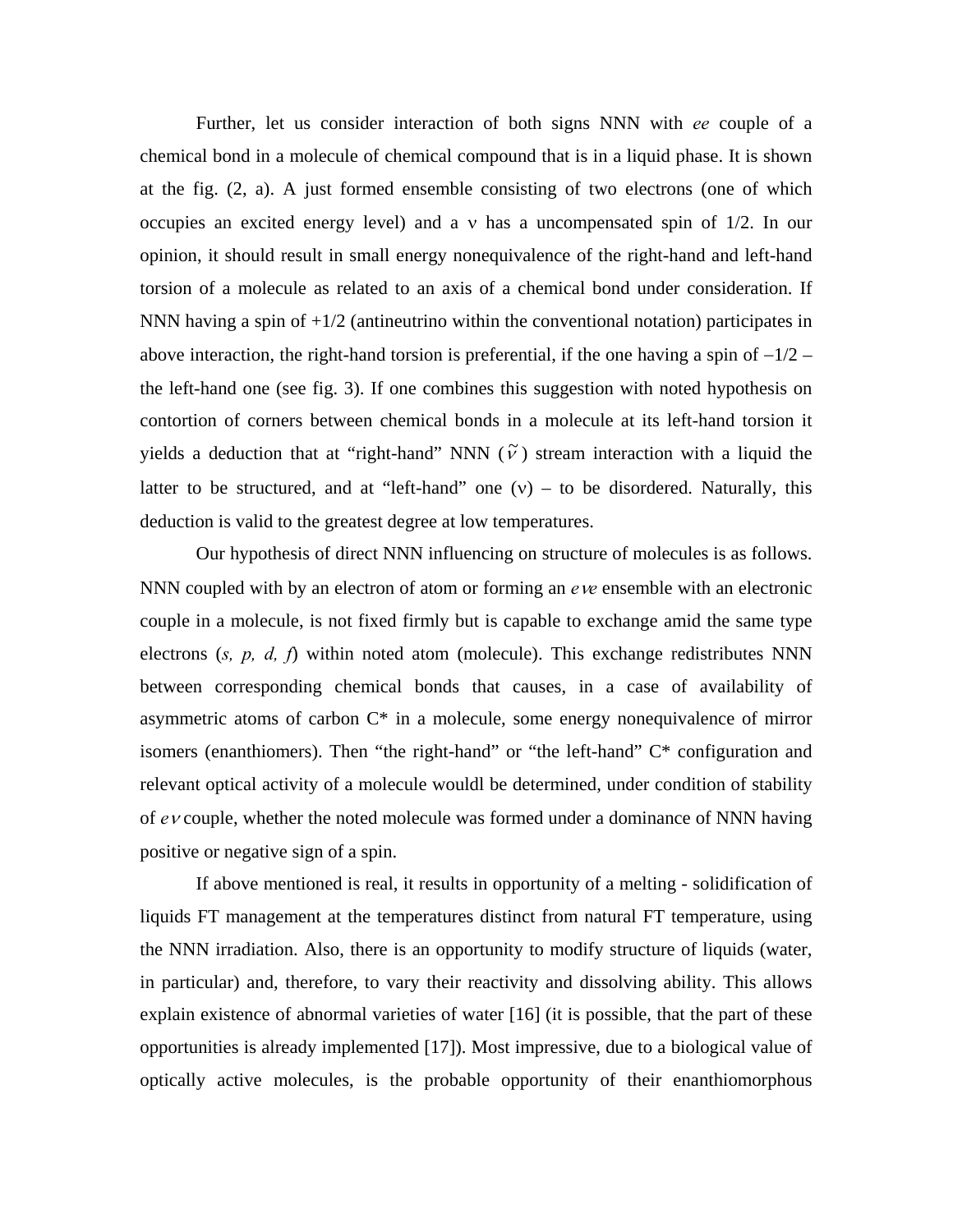Further, let us consider interaction of both signs NNN with *ee* couple of a chemical bond in a molecule of chemical compound that is in a liquid phase. It is shown at the fig. (2, a). A just formed ensemble consisting of two electrons (one of which occupies an excited energy level) and a ν has a uncompensated spin of 1/2. In our opinion, it should result in small energy nonequivalence of the right-hand and left-hand torsion of a molecule as related to an axis of a chemical bond under consideration. If NNN having a spin of +1/2 (antineutrino within the conventional notation) participates in above interaction, the right-hand torsion is preferential, if the one having a spin of −1/2 – the left-hand one (see fig. 3). If one combines this suggestion with noted hypothesis on contortion of corners between chemical bonds in a molecule at its left-hand torsion it yields a deduction that at "right-hand" NNN ($\tilde{\nu}$) stream interaction with a liquid the latter to be structured, and at "left-hand" one (ν) – to be disordered. Naturally, this deduction is valid to the greatest degree at low temperatures.

Our hypothesis of direct NNN influencing on structure of molecules is as follows. NNN coupled with by an electron of atom or forming an $e\nu e$ ensemble with an electronic couple in a molecule, is not fixed firmly but is capable to exchange amid the same type electrons (*s, p, d, f*) within noted atom (molecule). This exchange redistributes NNN between corresponding chemical bonds that causes, in a case of availability of asymmetric atoms of carbon C* in a molecule, some energy nonequivalence of mirror isomers (enanthiomers). Then "the right-hand" or "the left-hand" C* configuration and relevant optical activity of a molecule wouldl be determined, under condition of stability of $e\nu$ couple, whether the noted molecule was formed under a dominance of NNN having positive or negative sign of a spin.

If above mentioned is real, it results in opportunity of a melting - solidification of liquids FT management at the temperatures distinct from natural FT temperature, using the NNN irradiation. Also, there is an opportunity to modify structure of liquids (water, in particular) and, therefore, to vary their reactivity and dissolving ability. This allows explain existence of abnormal varieties of water [16] (it is possible, that the part of these opportunities is already implemented [17]). Most impressive, due to a biological value of optically active molecules, is the probable opportunity of their enanthiomorphous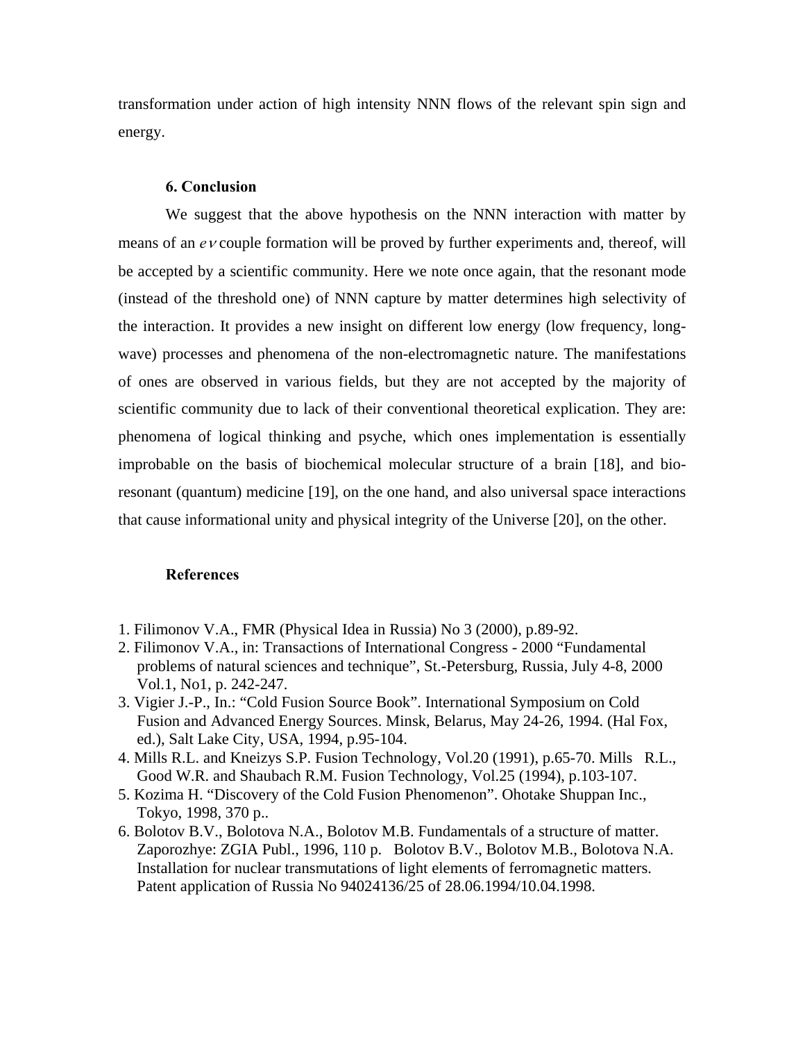transformation under action of high intensity NNN flows of the relevant spin sign and energy.

### 6. Conclusion

We suggest that the above hypothesis on the NNN interaction with matter by means of an $e\nu$ couple formation will be proved by further experiments and, thereof, will be accepted by a scientific community. Here we note once again, that the resonant mode (instead of the threshold one) of NNN capture by matter determines high selectivity of the interaction. It provides a new insight on different low energy (low frequency, long-wave) processes and phenomena of the non-electromagnetic nature. The manifestations of ones are observed in various fields, but they are not accepted by the majority of scientific community due to lack of their conventional theoretical explication. They are: phenomena of logical thinking and psyche, which ones implementation is essentially improbable on the basis of biochemical molecular structure of a brain [18], and bio-resonant (quantum) medicine [19], on the one hand, and also universal space interactions that cause informational unity and physical integrity of the Universe [20], on the other.

### References

1. Filimonov V.A., FMR (Physical Idea in Russia) No 3 (2000), p.89-92.
2. Filimonov V.A., in: Transactions of International Congress - 2000 "Fundamental problems of natural sciences and technique", St.-Petersburg, Russia, July 4-8, 2000 Vol.1, No1, p. 242-247.
3. Vigier J.-P., In.: "Cold Fusion Source Book". International Symposium on Cold Fusion and Advanced Energy Sources. Minsk, Belarus, May 24-26, 1994. (Hal Fox, ed.), Salt Lake City, USA, 1994, p.95-104.
4. Mills R.L. and Kneizys S.P. Fusion Technology, Vol.20 (1991), p.65-70. Mills R.L., Good W.R. and Shaubach R.M. Fusion Technology, Vol.25 (1994), p.103-107.
5. Kozima H. "Discovery of the Cold Fusion Phenomenon". Ohotake Shuppan Inc., Tokyo, 1998, 370 p..
6. Bolotov B.V., Bolotova N.A., Bolotov M.B. Fundamentals of a structure of matter. Zaporozhye: ZGIA Publ., 1996, 110 p. Bolotov B.V., Bolotov M.B., Bolotova N.A. Installation for nuclear transmutations of light elements of ferromagnetic matters. Patent application of Russia No 94024136/25 of 28.06.1994/10.04.1998.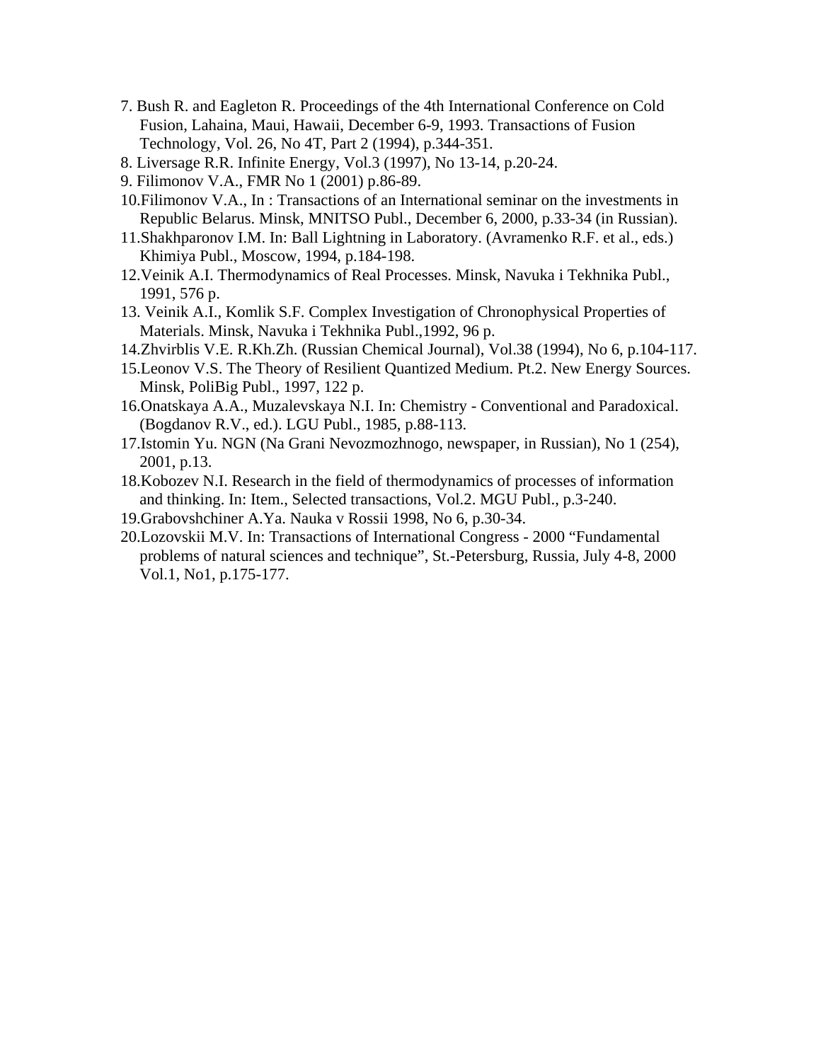7. Bush R. and Eagleton R. Proceedings of the 4th International Conference on Cold Fusion, Lahaina, Maui, Hawaii, December 6-9, 1993. Transactions of Fusion Technology, Vol. 26, No 4T, Part 2 (1994), p.344-351.
8. Liversage R.R. Infinite Energy, Vol.3 (1997), No 13-14, p.20-24.
9. Filimonov V.A., FMR No 1 (2001) p.86-89.
10. Filimonov V.A., In : Transactions of an International seminar on the investments in Republic Belarus. Minsk, MNITSO Publ., December 6, 2000, p.33-34 (in Russian).
11. Shakhparonov I.M. In: Ball Lightning in Laboratory. (Avramenko R.F. et al., eds.) Khimiya Publ., Moscow, 1994, p.184-198.
12. Veinik A.I. Thermodynamics of Real Processes. Minsk, Navuka i Tekhnika Publ., 1991, 576 p.
13. Veinik A.I., Komlik S.F. Complex Investigation of Chronophysical Properties of Materials. Minsk, Navuka i Tekhnika Publ.,1992, 96 p.
14. Zhvirblis V.E. R.Kh.Zh. (Russian Chemical Journal), Vol.38 (1994), No 6, p.104-117.
15. Leonov V.S. The Theory of Resilient Quantized Medium. Pt.2. New Energy Sources. Minsk, PoliBig Publ., 1997, 122 p.
16. Onatskaya A.A., Muzalevskaya N.I. In: Chemistry - Conventional and Paradoxical. (Bogdanov R.V., ed.). LGU Publ., 1985, p.88-113.
17. Istomin Yu. NGN (Na Grani Nevozmozhnogo, newspaper, in Russian), No 1 (254), 2001, p.13.
18. Kobozev N.I. Research in the field of thermodynamics of processes of information and thinking. In: Item., Selected transactions, Vol.2. MGU Publ., p.3-240.
19. Grabovshchiner A.Ya. Nauka v Rossii 1998, No 6, p.30-34.
20. Lozovskii M.V. In: Transactions of International Congress - 2000 "Fundamental problems of natural sciences and technique", St.-Petersburg, Russia, July 4-8, 2000 Vol.1, No1, p.175-177.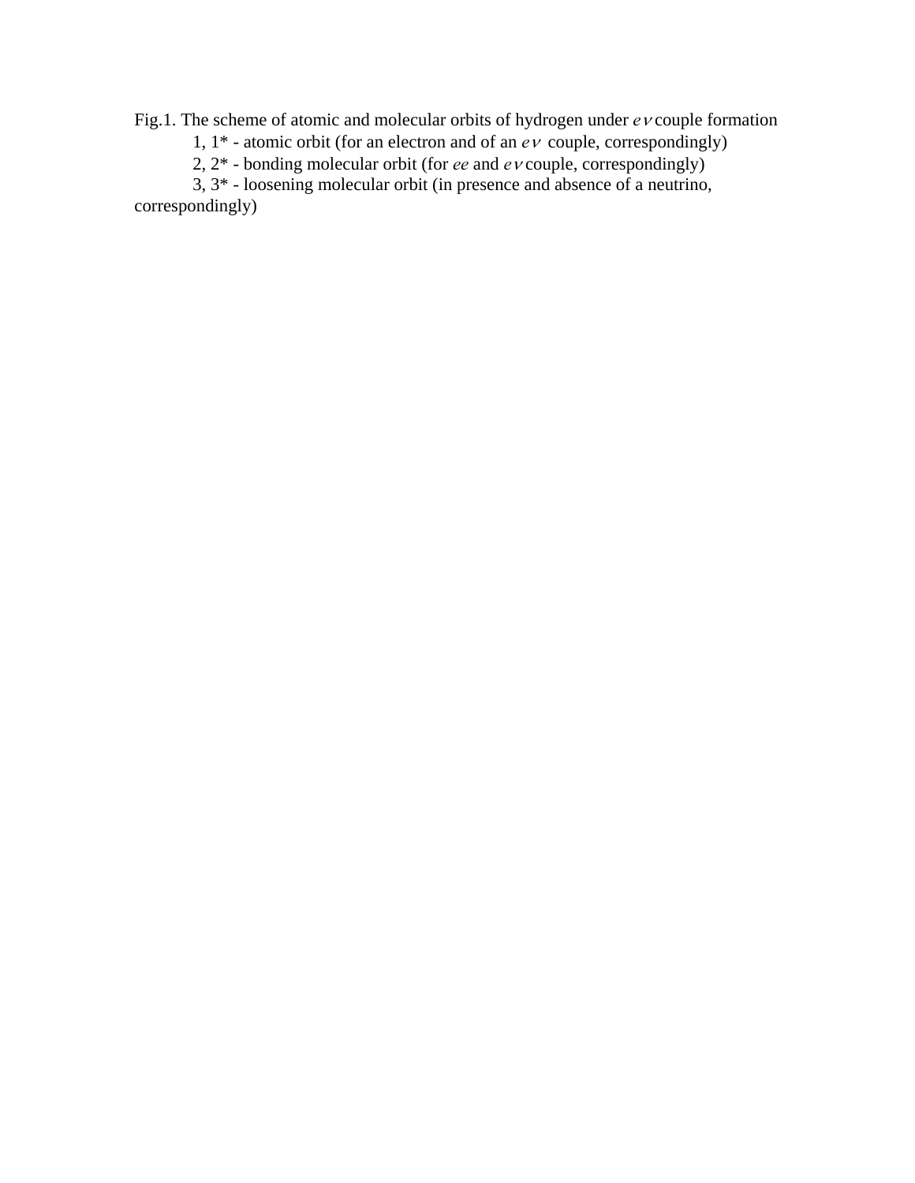Fig.1. The scheme of atomic and molecular orbits of hydrogen under $e\nu$ couple formation

1, 1* - atomic orbit (for an electron and of an $e\nu$ couple, correspondingly)

2, 2* - bonding molecular orbit (for *ee* and $e\nu$ couple, correspondingly)

3, 3* - loosening molecular orbit (in presence and absence of a neutrino, correspondingly)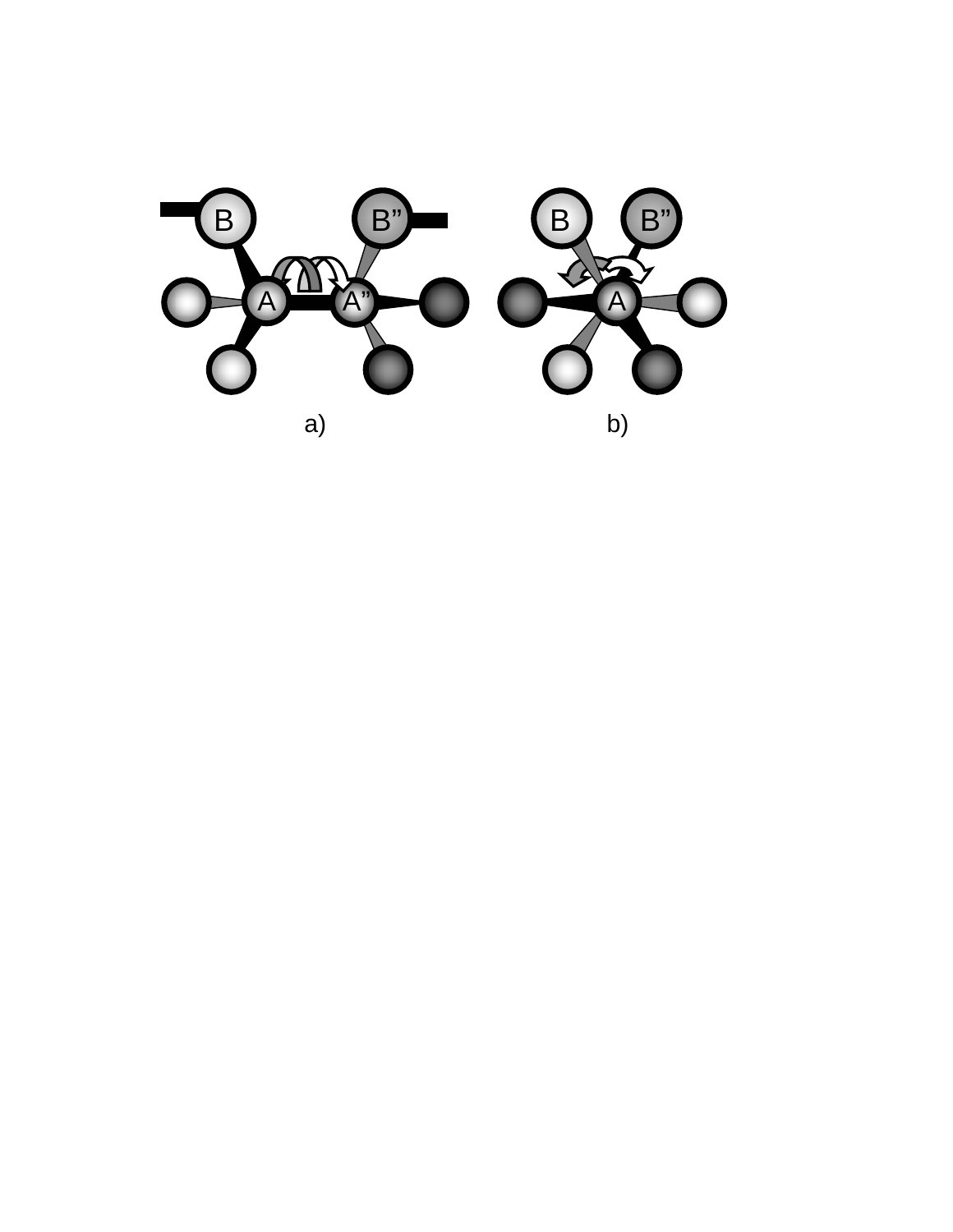a)

b)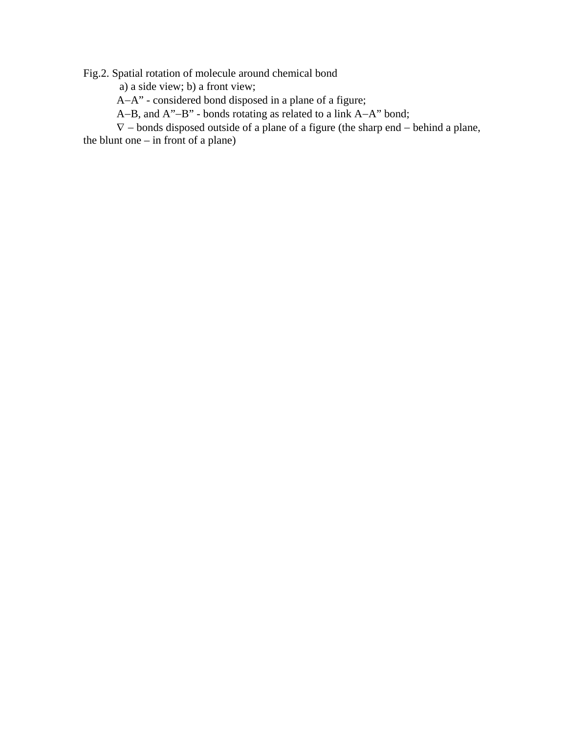Fig.2. Spatial rotation of molecule around chemical bond

a) a side view; b) a front view;

A–A” - considered bond disposed in a plane of a figure;

A–B, and A”–B” - bonds rotating as related to a link A–A” bond;

∇ – bonds disposed outside of a plane of a figure (the sharp end – behind a plane, the blunt one – in front of a plane)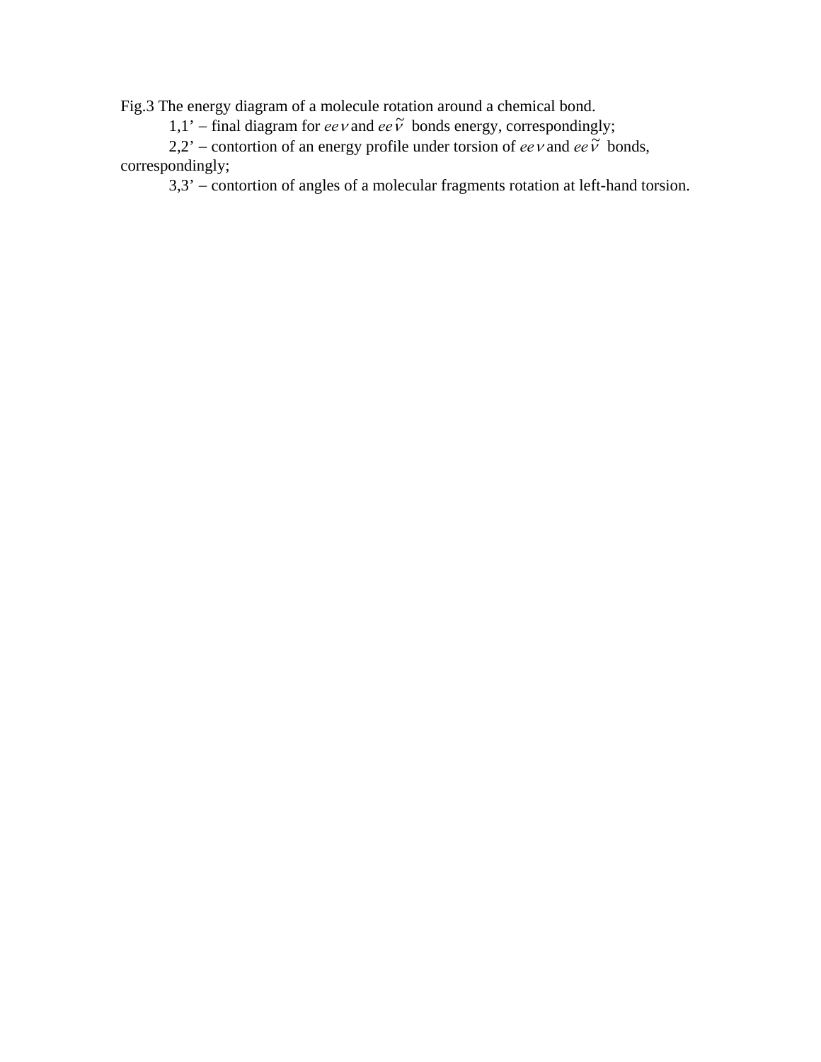Fig.3 The energy diagram of a molecule rotation around a chemical bond.

1,1’ – final diagram for $ee\nu$ and $ee\tilde{\nu}$ bonds energy, correspondingly;

2,2’ – contortion of an energy profile under torsion of $ee\nu$ and $ee\tilde{\nu}$ bonds, correspondingly;

3,3’ – contortion of angles of a molecular fragments rotation at left-hand torsion.